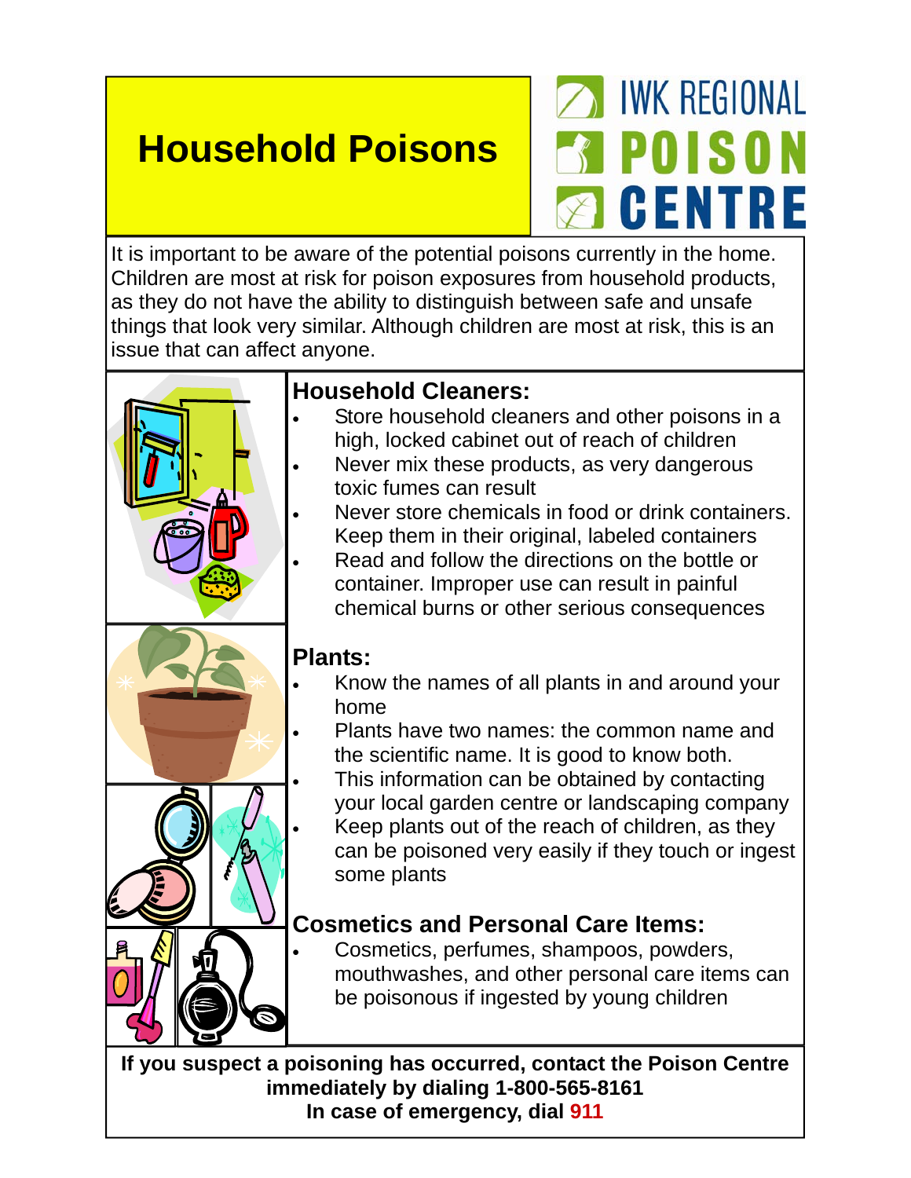# Household Poisons

IWK REGIONAL POISON CENTRE

It is important to be aware of the potential poisons currently in the home. Children are most at risk for poison exposures from household products, as they do not have the ability to distinguish between safe and unsafe things that look very similar. Although children are most at risk, this is an issue that can affect anyone.

## Household Cleaners:

- Store household cleaners and other poisons in a high, locked cabinet out of reach of children
- Never mix these products, as very dangerous toxic fumes can result
- Never store chemicals in food or drink containers. Keep them in their original, labeled containers
- Read and follow the directions on the bottle or container. Improper use can result in painful chemical burns or other serious consequences

## Plants:

- Know the names of all plants in and around your home
- Plants have two names: the common name and the scientific name. It is good to know both.
- This information can be obtained by contacting your local garden centre or landscaping company
- Keep plants out of the reach of children, as they can be poisoned very easily if they touch or ingest some plants

## Cosmetics and Personal Care Items:

- Cosmetics, perfumes, shampoos, powders, mouthwashes, and other personal care items can be poisonous if ingested by young children

**If you suspect a poisoning has occurred, contact the Poison Centre immediately by dialing 1-800-565-8161**
**In case of emergency, dial 911**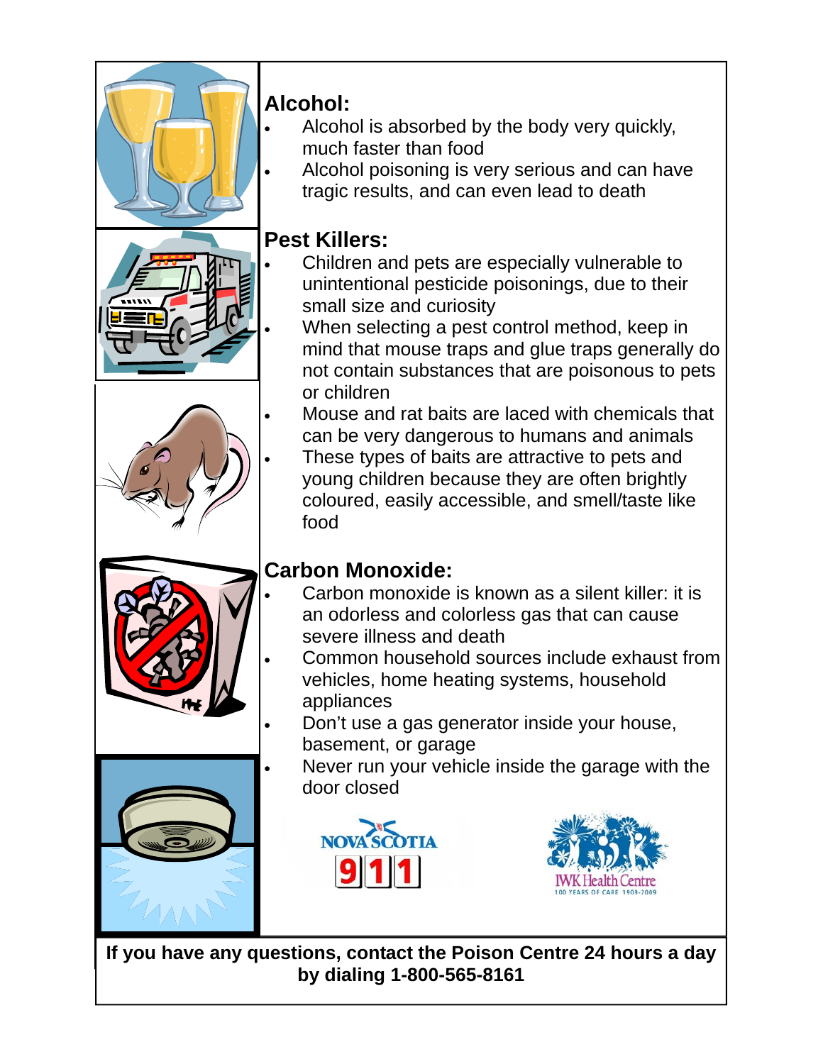## Alcohol:

- Alcohol is absorbed by the body very quickly, much faster than food
- Alcohol poisoning is very serious and can have tragic results, and can even lead to death

## Pest Killers:

- Children and pets are especially vulnerable to unintentional pesticide poisonings, due to their small size and curiosity
- When selecting a pest control method, keep in mind that mouse traps and glue traps generally do not contain substances that are poisonous to pets or children
- Mouse and rat baits are laced with chemicals that can be very dangerous to humans and animals
- These types of baits are attractive to pets and young children because they are often brightly coloured, easily accessible, and smell/taste like food

## Carbon Monoxide:

- Carbon monoxide is known as a silent killer: it is an odorless and colorless gas that can cause severe illness and death
- Common household sources include exhaust from vehicles, home heating systems, household appliances
- Don't use a gas generator inside your house, basement, or garage
- Never run your vehicle inside the garage with the door closed

NOVA SCOTIA 911

IWK Health Centre
100 YEARS OF CARE 1909-2009

**If you have any questions, contact the Poison Centre 24 hours a day by dialing 1-800-565-8161**